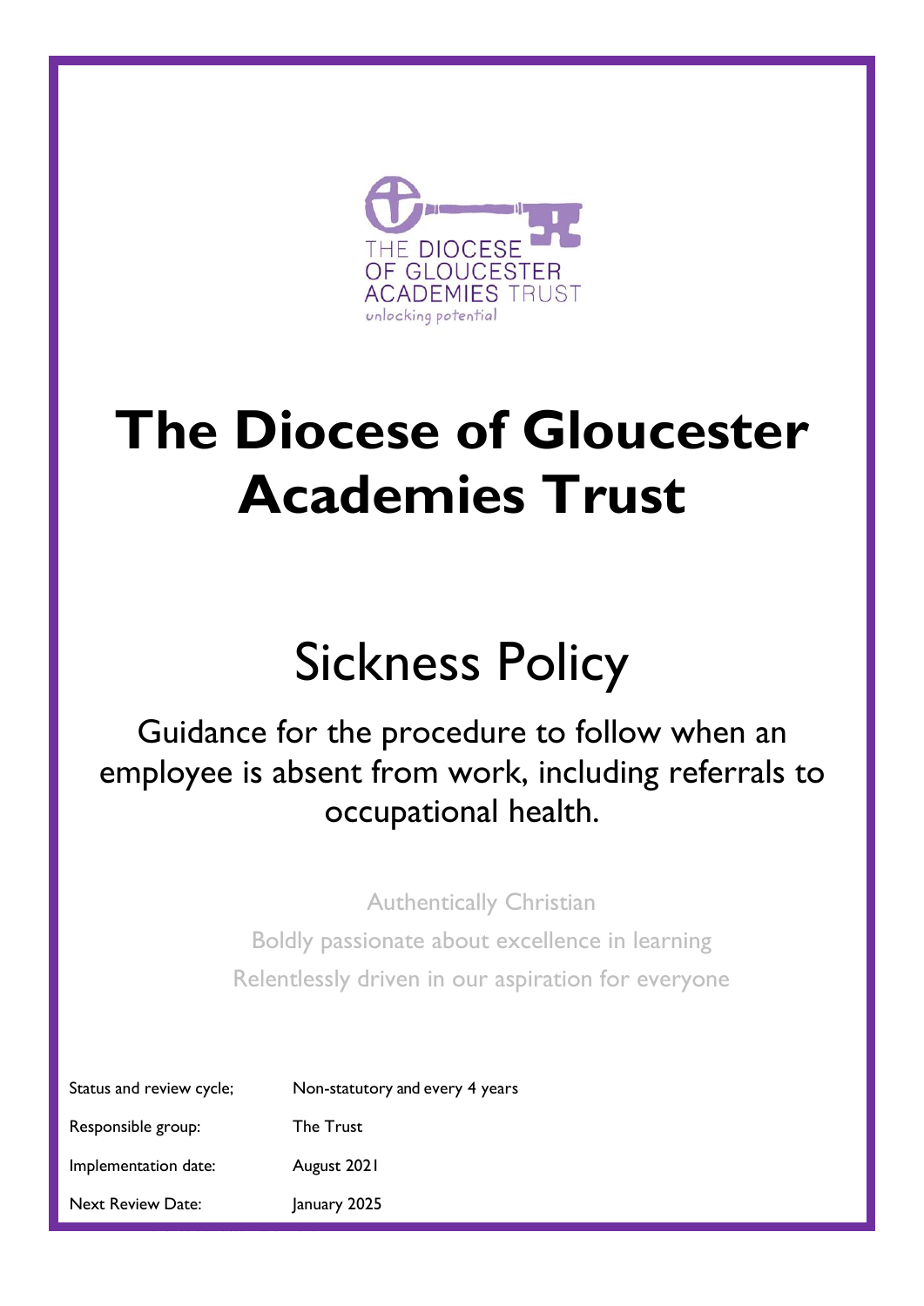THE DIOCESE OF GLOUCESTER ACADEMIES TRUST
unlocking potential

# The Diocese of Gloucester Academies Trust

## Sickness Policy

Guidance for the procedure to follow when an employee is absent from work, including referrals to occupational health.

Authentically Christian
Boldly passionate about excellence in learning
Relentlessly driven in our aspiration for everyone

| | |
|---|---|
| Status and review cycle; | Non-statutory and every 4 years |
| Responsible group: | The Trust |
| Implementation date: | August 2021 |
| Next Review Date: | January 2025 |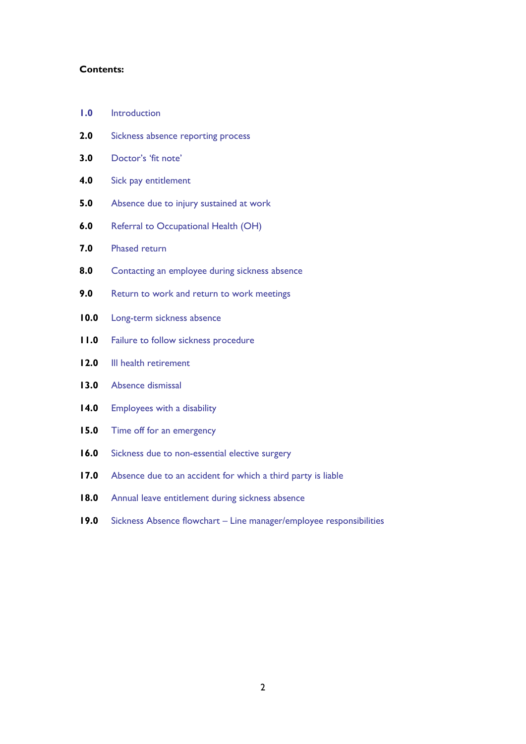**Contents:**

| | |
|---|---|
| **1.0** | Introduction |
| **2.0** | Sickness absence reporting process |
| **3.0** | Doctor's 'fit note' |
| **4.0** | Sick pay entitlement |
| **5.0** | Absence due to injury sustained at work |
| **6.0** | Referral to Occupational Health (OH) |
| **7.0** | Phased return |
| **8.0** | Contacting an employee during sickness absence |
| **9.0** | Return to work and return to work meetings |
| **10.0** | Long-term sickness absence |
| **11.0** | Failure to follow sickness procedure |
| **12.0** | Ill health retirement |
| **13.0** | Absence dismissal |
| **14.0** | Employees with a disability |
| **15.0** | Time off for an emergency |
| **16.0** | Sickness due to non-essential elective surgery |
| **17.0** | Absence due to an accident for which a third party is liable |
| **18.0** | Annual leave entitlement during sickness absence |
| **19.0** | Sickness Absence flowchart – Line manager/employee responsibilities |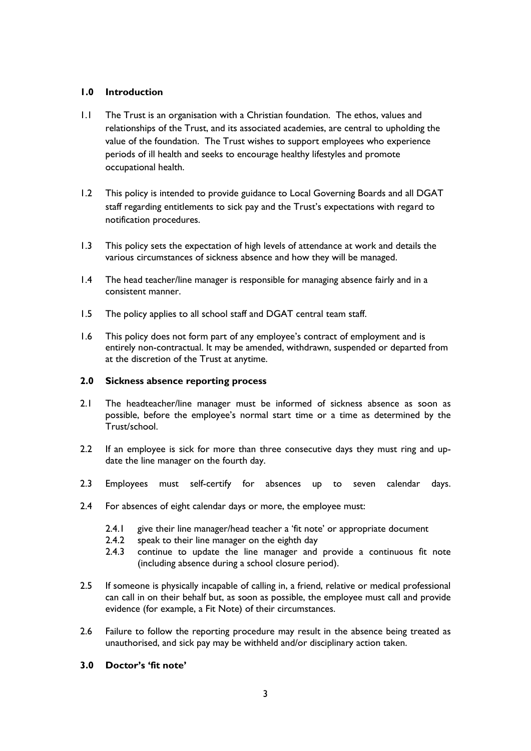## 1.0 Introduction

1.1 The Trust is an organisation with a Christian foundation. The ethos, values and relationships of the Trust, and its associated academies, are central to upholding the value of the foundation. The Trust wishes to support employees who experience periods of ill health and seeks to encourage healthy lifestyles and promote occupational health.

1.2 This policy is intended to provide guidance to Local Governing Boards and all DGAT staff regarding entitlements to sick pay and the Trust's expectations with regard to notification procedures.

1.3 This policy sets the expectation of high levels of attendance at work and details the various circumstances of sickness absence and how they will be managed.

1.4 The head teacher/line manager is responsible for managing absence fairly and in a consistent manner.

1.5 The policy applies to all school staff and DGAT central team staff.

1.6 This policy does not form part of any employee's contract of employment and is entirely non-contractual. It may be amended, withdrawn, suspended or departed from at the discretion of the Trust at anytime.

## 2.0 Sickness absence reporting process

2.1 The headteacher/line manager must be informed of sickness absence as soon as possible, before the employee's normal start time or a time as determined by the Trust/school.

2.2 If an employee is sick for more than three consecutive days they must ring and update the line manager on the fourth day.

2.3 Employees must self-certify for absences up to seven calendar days.

2.4 For absences of eight calendar days or more, the employee must:

- 2.4.1 give their line manager/head teacher a 'fit note' or appropriate document
- 2.4.2 speak to their line manager on the eighth day
- 2.4.3 continue to update the line manager and provide a continuous fit note (including absence during a school closure period).

2.5 If someone is physically incapable of calling in, a friend, relative or medical professional can call in on their behalf but, as soon as possible, the employee must call and provide evidence (for example, a Fit Note) of their circumstances.

2.6 Failure to follow the reporting procedure may result in the absence being treated as unauthorised, and sick pay may be withheld and/or disciplinary action taken.

## 3.0 Doctor's 'fit note'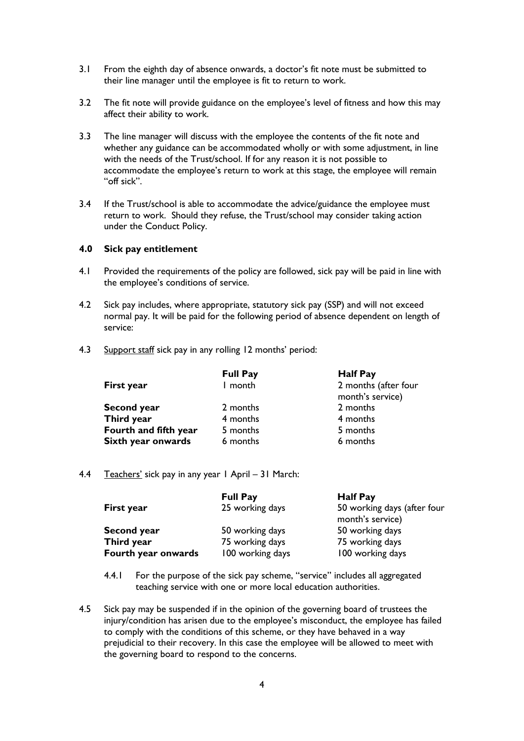3.1 From the eighth day of absence onwards, a doctor's fit note must be submitted to their line manager until the employee is fit to return to work.

3.2 The fit note will provide guidance on the employee's level of fitness and how this may affect their ability to work.

3.3 The line manager will discuss with the employee the contents of the fit note and whether any guidance can be accommodated wholly or with some adjustment, in line with the needs of the Trust/school. If for any reason it is not possible to accommodate the employee's return to work at this stage, the employee will remain "off sick".

3.4 If the Trust/school is able to accommodate the advice/guidance the employee must return to work. Should they refuse, the Trust/school may consider taking action under the Conduct Policy.

## 4.0 Sick pay entitlement

4.1 Provided the requirements of the policy are followed, sick pay will be paid in line with the employee's conditions of service.

4.2 Sick pay includes, where appropriate, statutory sick pay (SSP) and will not exceed normal pay. It will be paid for the following period of absence dependent on length of service:

4.3 Support staff sick pay in any rolling 12 months' period:

| | **Full Pay** | **Half Pay** |
|---|---|---|
| **First year** | 1 month | 2 months (after four month's service) |
| **Second year** | 2 months | 2 months |
| **Third year** | 4 months | 4 months |
| **Fourth and fifth year** | 5 months | 5 months |
| **Sixth year onwards** | 6 months | 6 months |

4.4 Teachers' sick pay in any year 1 April – 31 March:

| | **Full Pay** | **Half Pay** |
|---|---|---|
| **First year** | 25 working days | 50 working days (after four month's service) |
| **Second year** | 50 working days | 50 working days |
| **Third year** | 75 working days | 75 working days |
| **Fourth year onwards** | 100 working days | 100 working days |

4.4.1 For the purpose of the sick pay scheme, "service" includes all aggregated teaching service with one or more local education authorities.

4.5 Sick pay may be suspended if in the opinion of the governing board of trustees the injury/condition has arisen due to the employee's misconduct, the employee has failed to comply with the conditions of this scheme, or they have behaved in a way prejudicial to their recovery. In this case the employee will be allowed to meet with the governing board to respond to the concerns.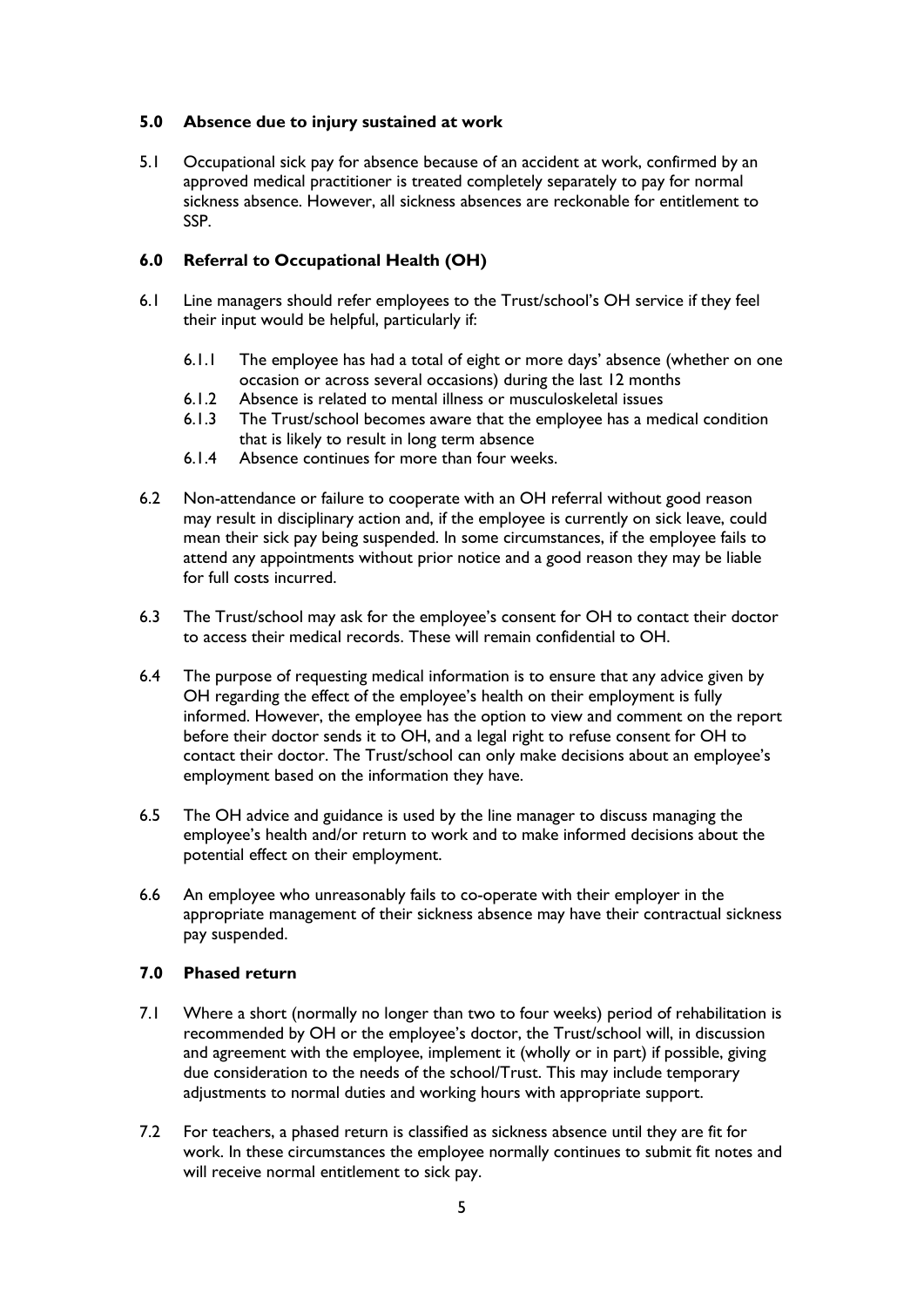## 5.0 Absence due to injury sustained at work

5.1 Occupational sick pay for absence because of an accident at work, confirmed by an approved medical practitioner is treated completely separately to pay for normal sickness absence. However, all sickness absences are reckonable for entitlement to SSP.

## 6.0 Referral to Occupational Health (OH)

6.1 Line managers should refer employees to the Trust/school's OH service if they feel their input would be helpful, particularly if:

- 6.1.1 The employee has had a total of eight or more days' absence (whether on one occasion or across several occasions) during the last 12 months
- 6.1.2 Absence is related to mental illness or musculoskeletal issues
- 6.1.3 The Trust/school becomes aware that the employee has a medical condition that is likely to result in long term absence
- 6.1.4 Absence continues for more than four weeks.

6.2 Non-attendance or failure to cooperate with an OH referral without good reason may result in disciplinary action and, if the employee is currently on sick leave, could mean their sick pay being suspended. In some circumstances, if the employee fails to attend any appointments without prior notice and a good reason they may be liable for full costs incurred.

6.3 The Trust/school may ask for the employee's consent for OH to contact their doctor to access their medical records. These will remain confidential to OH.

6.4 The purpose of requesting medical information is to ensure that any advice given by OH regarding the effect of the employee's health on their employment is fully informed. However, the employee has the option to view and comment on the report before their doctor sends it to OH, and a legal right to refuse consent for OH to contact their doctor. The Trust/school can only make decisions about an employee's employment based on the information they have.

6.5 The OH advice and guidance is used by the line manager to discuss managing the employee's health and/or return to work and to make informed decisions about the potential effect on their employment.

6.6 An employee who unreasonably fails to co-operate with their employer in the appropriate management of their sickness absence may have their contractual sickness pay suspended.

## 7.0 Phased return

7.1 Where a short (normally no longer than two to four weeks) period of rehabilitation is recommended by OH or the employee's doctor, the Trust/school will, in discussion and agreement with the employee, implement it (wholly or in part) if possible, giving due consideration to the needs of the school/Trust. This may include temporary adjustments to normal duties and working hours with appropriate support.

7.2 For teachers, a phased return is classified as sickness absence until they are fit for work. In these circumstances the employee normally continues to submit fit notes and will receive normal entitlement to sick pay.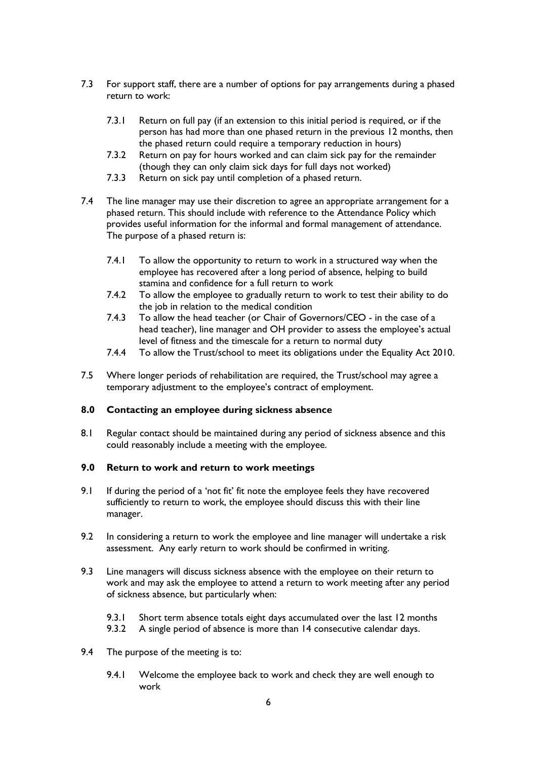7.3 For support staff, there are a number of options for pay arrangements during a phased return to work:

7.3.1 Return on full pay (if an extension to this initial period is required, or if the person has had more than one phased return in the previous 12 months, then the phased return could require a temporary reduction in hours)

7.3.2 Return on pay for hours worked and can claim sick pay for the remainder (though they can only claim sick days for full days not worked)

7.3.3 Return on sick pay until completion of a phased return.

7.4 The line manager may use their discretion to agree an appropriate arrangement for a phased return. This should include with reference to the Attendance Policy which provides useful information for the informal and formal management of attendance. The purpose of a phased return is:

7.4.1 To allow the opportunity to return to work in a structured way when the employee has recovered after a long period of absence, helping to build stamina and confidence for a full return to work

7.4.2 To allow the employee to gradually return to work to test their ability to do the job in relation to the medical condition

7.4.3 To allow the head teacher (or Chair of Governors/CEO - in the case of a head teacher), line manager and OH provider to assess the employee's actual level of fitness and the timescale for a return to normal duty

7.4.4 To allow the Trust/school to meet its obligations under the Equality Act 2010.

7.5 Where longer periods of rehabilitation are required, the Trust/school may agree a temporary adjustment to the employee's contract of employment.

## 8.0 Contacting an employee during sickness absence

8.1 Regular contact should be maintained during any period of sickness absence and this could reasonably include a meeting with the employee.

## 9.0 Return to work and return to work meetings

9.1 If during the period of a 'not fit' fit note the employee feels they have recovered sufficiently to return to work, the employee should discuss this with their line manager.

9.2 In considering a return to work the employee and line manager will undertake a risk assessment. Any early return to work should be confirmed in writing.

9.3 Line managers will discuss sickness absence with the employee on their return to work and may ask the employee to attend a return to work meeting after any period of sickness absence, but particularly when:

9.3.1 Short term absence totals eight days accumulated over the last 12 months

9.3.2 A single period of absence is more than 14 consecutive calendar days.

9.4 The purpose of the meeting is to:

9.4.1 Welcome the employee back to work and check they are well enough to work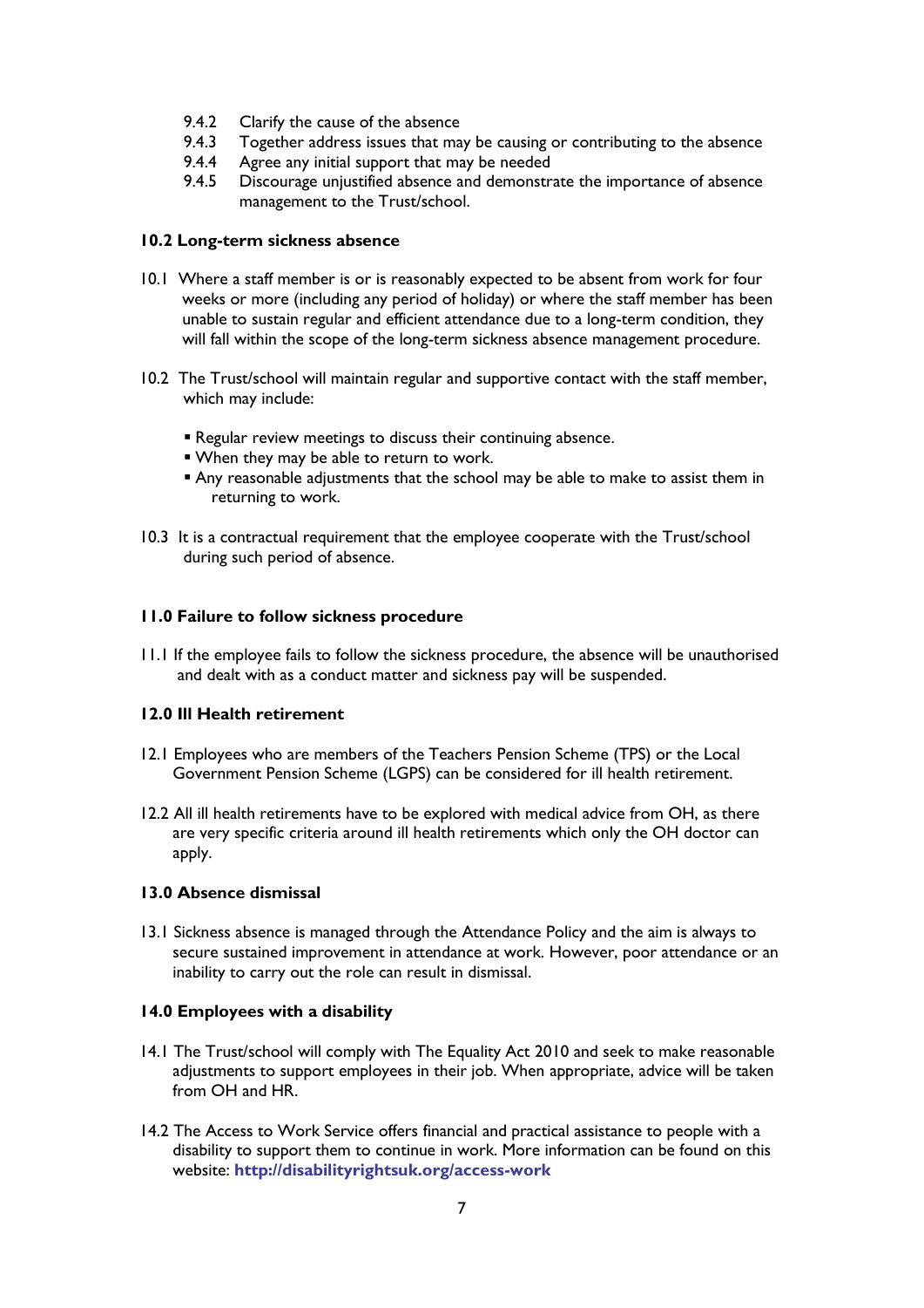9.4.2 Clarify the cause of the absence
9.4.3 Together address issues that may be causing or contributing to the absence
9.4.4 Agree any initial support that may be needed
9.4.5 Discourage unjustified absence and demonstrate the importance of absence management to the Trust/school.

**10.2 Long-term sickness absence**

10.1 Where a staff member is or is reasonably expected to be absent from work for four weeks or more (including any period of holiday) or where the staff member has been unable to sustain regular and efficient attendance due to a long-term condition, they will fall within the scope of the long-term sickness absence management procedure.

10.2 The Trust/school will maintain regular and supportive contact with the staff member, which may include:

- Regular review meetings to discuss their continuing absence.
- When they may be able to return to work.
- Any reasonable adjustments that the school may be able to make to assist them in returning to work.

10.3 It is a contractual requirement that the employee cooperate with the Trust/school during such period of absence.

**11.0 Failure to follow sickness procedure**

11.1 If the employee fails to follow the sickness procedure, the absence will be unauthorised and dealt with as a conduct matter and sickness pay will be suspended.

**12.0 Ill Health retirement**

12.1 Employees who are members of the Teachers Pension Scheme (TPS) or the Local Government Pension Scheme (LGPS) can be considered for ill health retirement.

12.2 All ill health retirements have to be explored with medical advice from OH, as there are very specific criteria around ill health retirements which only the OH doctor can apply.

**13.0 Absence dismissal**

13.1 Sickness absence is managed through the Attendance Policy and the aim is always to secure sustained improvement in attendance at work. However, poor attendance or an inability to carry out the role can result in dismissal.

**14.0 Employees with a disability**

14.1 The Trust/school will comply with The Equality Act 2010 and seek to make reasonable adjustments to support employees in their job. When appropriate, advice will be taken from OH and HR.

14.2 The Access to Work Service offers financial and practical assistance to people with a disability to support them to continue in work. More information can be found on this website: **http://disabilityrightsuk.org/access-work**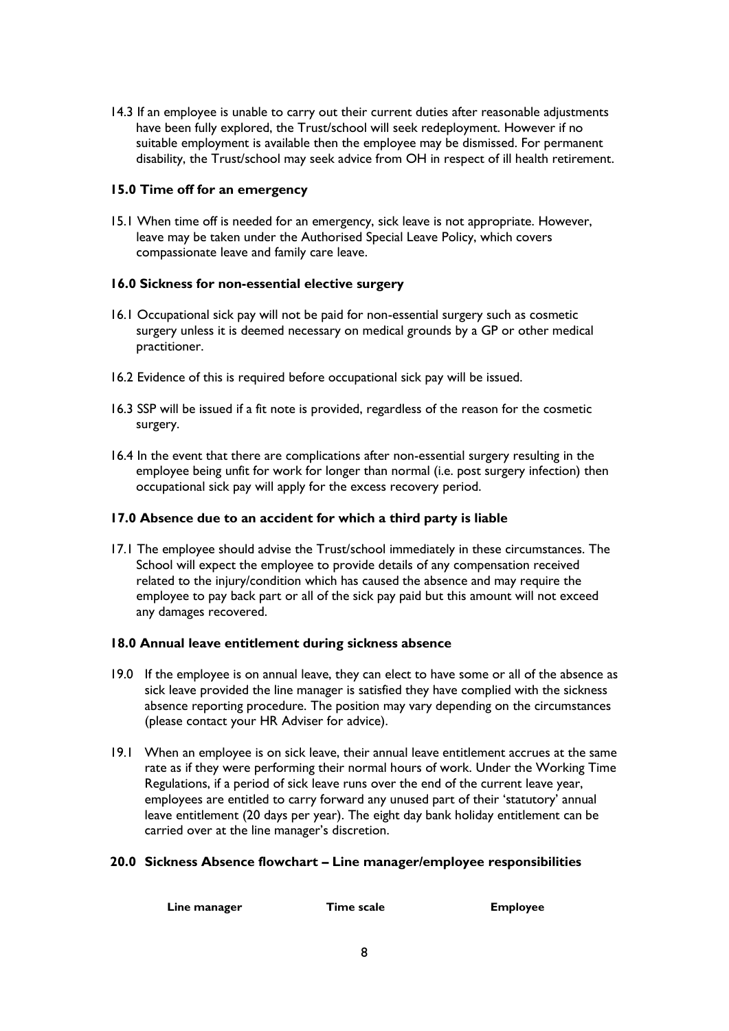14.3 If an employee is unable to carry out their current duties after reasonable adjustments have been fully explored, the Trust/school will seek redeployment. However if no suitable employment is available then the employee may be dismissed. For permanent disability, the Trust/school may seek advice from OH in respect of ill health retirement.

**15.0 Time off for an emergency**

15.1 When time off is needed for an emergency, sick leave is not appropriate. However, leave may be taken under the Authorised Special Leave Policy, which covers compassionate leave and family care leave.

**16.0 Sickness for non-essential elective surgery**

16.1 Occupational sick pay will not be paid for non-essential surgery such as cosmetic surgery unless it is deemed necessary on medical grounds by a GP or other medical practitioner.

16.2 Evidence of this is required before occupational sick pay will be issued.

16.3 SSP will be issued if a fit note is provided, regardless of the reason for the cosmetic surgery.

16.4 In the event that there are complications after non-essential surgery resulting in the employee being unfit for work for longer than normal (i.e. post surgery infection) then occupational sick pay will apply for the excess recovery period.

**17.0 Absence due to an accident for which a third party is liable**

17.1 The employee should advise the Trust/school immediately in these circumstances. The School will expect the employee to provide details of any compensation received related to the injury/condition which has caused the absence and may require the employee to pay back part or all of the sick pay paid but this amount will not exceed any damages recovered.

**18.0 Annual leave entitlement during sickness absence**

19.0 If the employee is on annual leave, they can elect to have some or all of the absence as sick leave provided the line manager is satisfied they have complied with the sickness absence reporting procedure. The position may vary depending on the circumstances (please contact your HR Adviser for advice).

19.1 When an employee is on sick leave, their annual leave entitlement accrues at the same rate as if they were performing their normal hours of work. Under the Working Time Regulations, if a period of sick leave runs over the end of the current leave year, employees are entitled to carry forward any unused part of their 'statutory' annual leave entitlement (20 days per year). The eight day bank holiday entitlement can be carried over at the line manager's discretion.

**20.0 Sickness Absence flowchart – Line manager/employee responsibilities**

| Line manager | Time scale | Employee |
|---|---|---|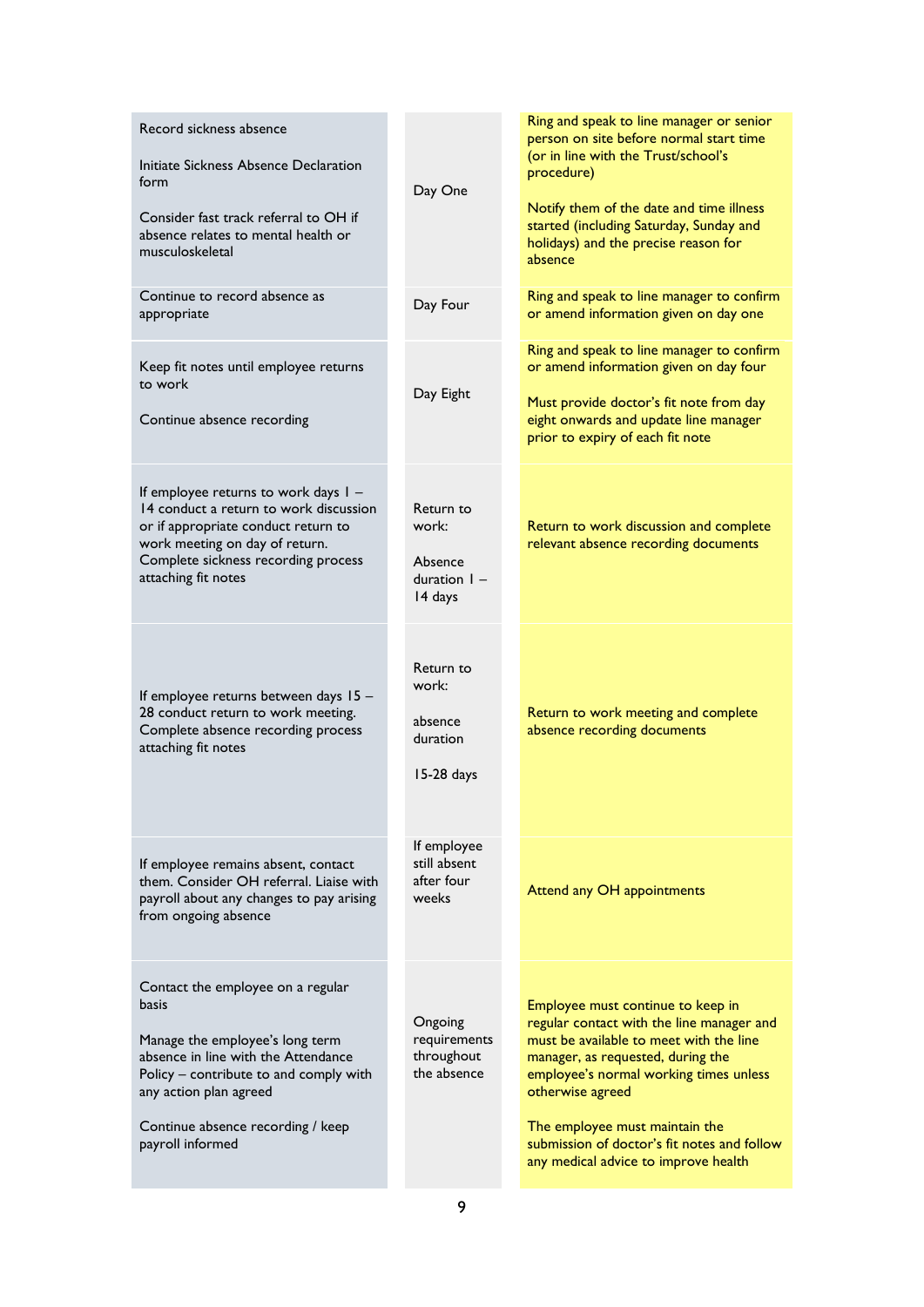| | | |
|---|---|---|
| Record sickness absence<br><br>Initiate Sickness Absence Declaration form<br><br>Consider fast track referral to OH if absence relates to mental health or musculoskeletal | Day One | Ring and speak to line manager or senior person on site before normal start time (or in line with the Trust/school's procedure)<br><br>Notify them of the date and time illness started (including Saturday, Sunday and holidays) and the precise reason for absence |
| Continue to record absence as appropriate | Day Four | Ring and speak to line manager to confirm or amend information given on day one |
| Keep fit notes until employee returns to work<br><br>Continue absence recording | Day Eight | Ring and speak to line manager to confirm or amend information given on day four<br><br>Must provide doctor's fit note from day eight onwards and update line manager prior to expiry of each fit note |
| If employee returns to work days 1 – 14 conduct a return to work discussion or if appropriate conduct return to work meeting on day of return. Complete sickness recording process attaching fit notes | Return to work:<br><br>Absence duration 1 – 14 days | Return to work discussion and complete relevant absence recording documents |
| If employee returns between days 15 – 28 conduct return to work meeting. Complete absence recording process attaching fit notes | Return to work:<br><br>absence duration<br><br>15-28 days | Return to work meeting and complete absence recording documents |
| If employee remains absent, contact them. Consider OH referral. Liaise with payroll about any changes to pay arising from ongoing absence | If employee still absent after four weeks | Attend any OH appointments |
| Contact the employee on a regular basis<br><br>Manage the employee's long term absence in line with the Attendance Policy – contribute to and comply with any action plan agreed<br><br>Continue absence recording / keep payroll informed | Ongoing requirements throughout the absence | Employee must continue to keep in regular contact with the line manager and must be available to meet with the line manager, as requested, during the employee's normal working times unless otherwise agreed<br><br>The employee must maintain the submission of doctor's fit notes and follow any medical advice to improve health |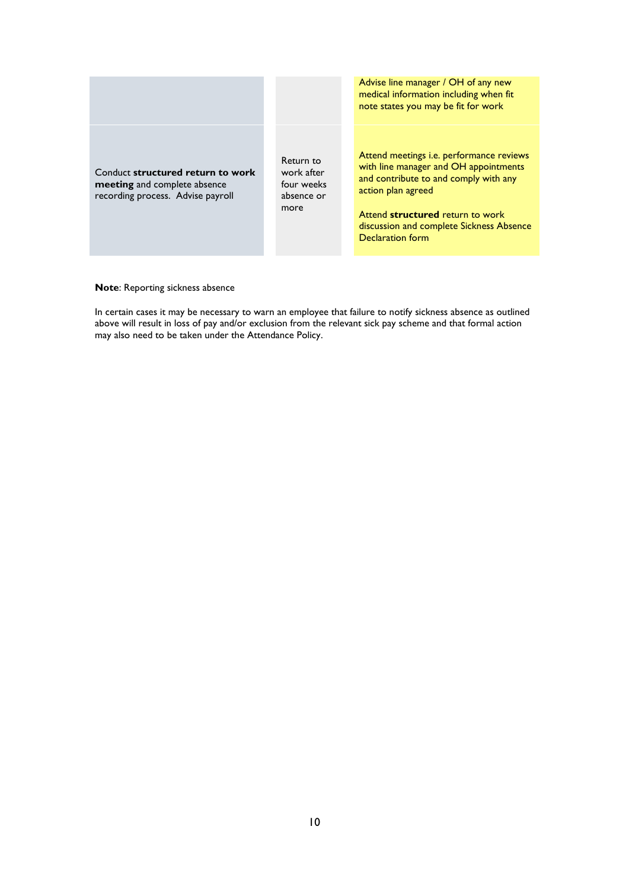| | | |
|---|---|---|
| | | Advise line manager / OH of any new medical information including when fit note states you may be fit for work |
| Conduct **structured return to work meeting** and complete absence recording process. Advise payroll | Return to work after four weeks absence or more | Attend meetings i.e. performance reviews with line manager and OH appointments and contribute to and comply with any action plan agreed<br><br>Attend **structured** return to work discussion and complete Sickness Absence Declaration form |

**Note**: Reporting sickness absence

In certain cases it may be necessary to warn an employee that failure to notify sickness absence as outlined above will result in loss of pay and/or exclusion from the relevant sick pay scheme and that formal action may also need to be taken under the Attendance Policy.